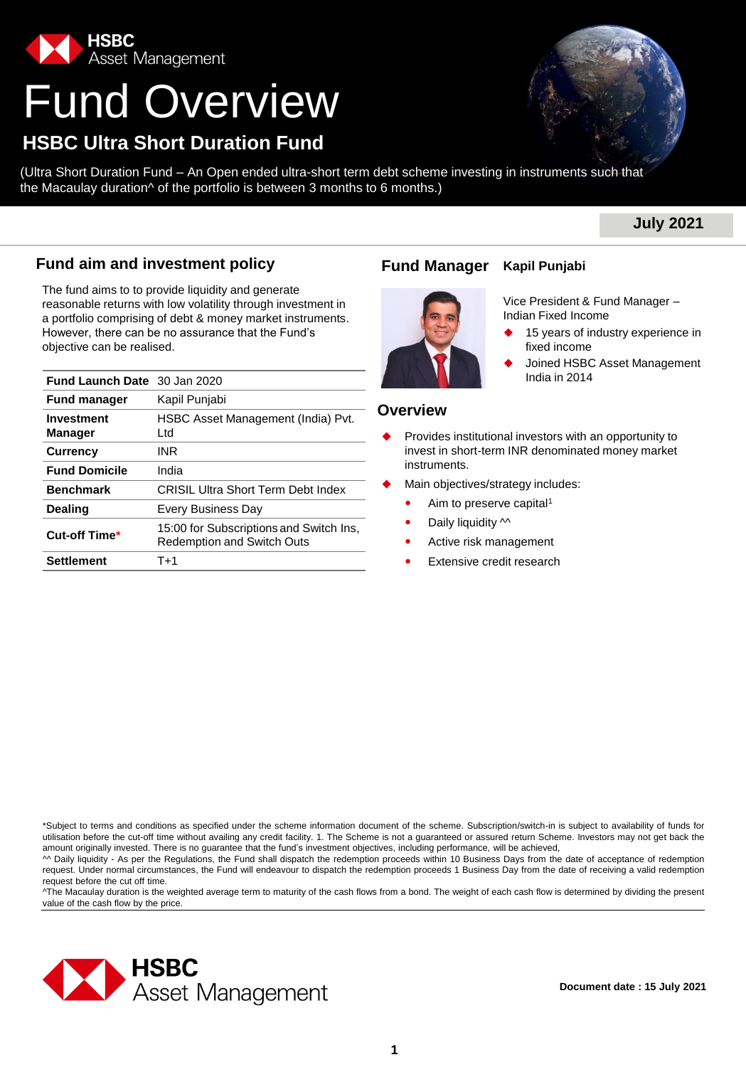HSBC Asset Management

# Fund Overview

## HSBC Ultra Short Duration Fund

(Ultra Short Duration Fund – An Open ended ultra-short term debt scheme investing in instruments such that the Macaulay duration^ of the portfolio is between 3 months to 6 months.)

**July 2021**

## Fund aim and investment policy

The fund aims to to provide liquidity and generate reasonable returns with low volatility through investment in a portfolio comprising of debt & money market instruments. However, there can be no assurance that the Fund's objective can be realised.

| | |
|---|---|
| **Fund Launch Date** | 30 Jan 2020 |
| **Fund manager** | Kapil Punjabi |
| **Investment Manager** | HSBC Asset Management (India) Pvt. Ltd |
| **Currency** | INR |
| **Fund Domicile** | India |
| **Benchmark** | CRISIL Ultra Short Term Debt Index |
| **Dealing** | Every Business Day |
| **Cut-off Time*** | 15:00 for Subscriptions and Switch Ins, Redemption and Switch Outs |
| **Settlement** | T+1 |

## Fund Manager **Kapil Punjabi**

Vice President & Fund Manager – Indian Fixed Income

- 15 years of industry experience in fixed income
- Joined HSBC Asset Management India in 2014

## Overview

- Provides institutional investors with an opportunity to invest in short-term INR denominated money market instruments.
- Main objectives/strategy includes:
  - Aim to preserve capital[1]
  - Daily liquidity ^^
  - Active risk management
  - Extensive credit research

*Subject to terms and conditions as specified under the scheme information document of the scheme. Subscription/switch-in is subject to availability of funds for utilisation before the cut-off time without availing any credit facility. 1. The Scheme is not a guaranteed or assured return Scheme. Investors may not get back the amount originally invested. There is no guarantee that the fund's investment objectives, including performance, will be achieved,

^^ Daily liquidity - As per the Regulations, the Fund shall dispatch the redemption proceeds within 10 Business Days from the date of acceptance of redemption request. Under normal circumstances, the Fund will endeavour to dispatch the redemption proceeds 1 Business Day from the date of receiving a valid redemption request before the cut off time.

^The Macaulay duration is the weighted average term to maturity of the cash flows from a bond. The weight of each cash flow is determined by dividing the present value of the cash flow by the price.

HSBC Asset Management

**Document date : 15 July 2021**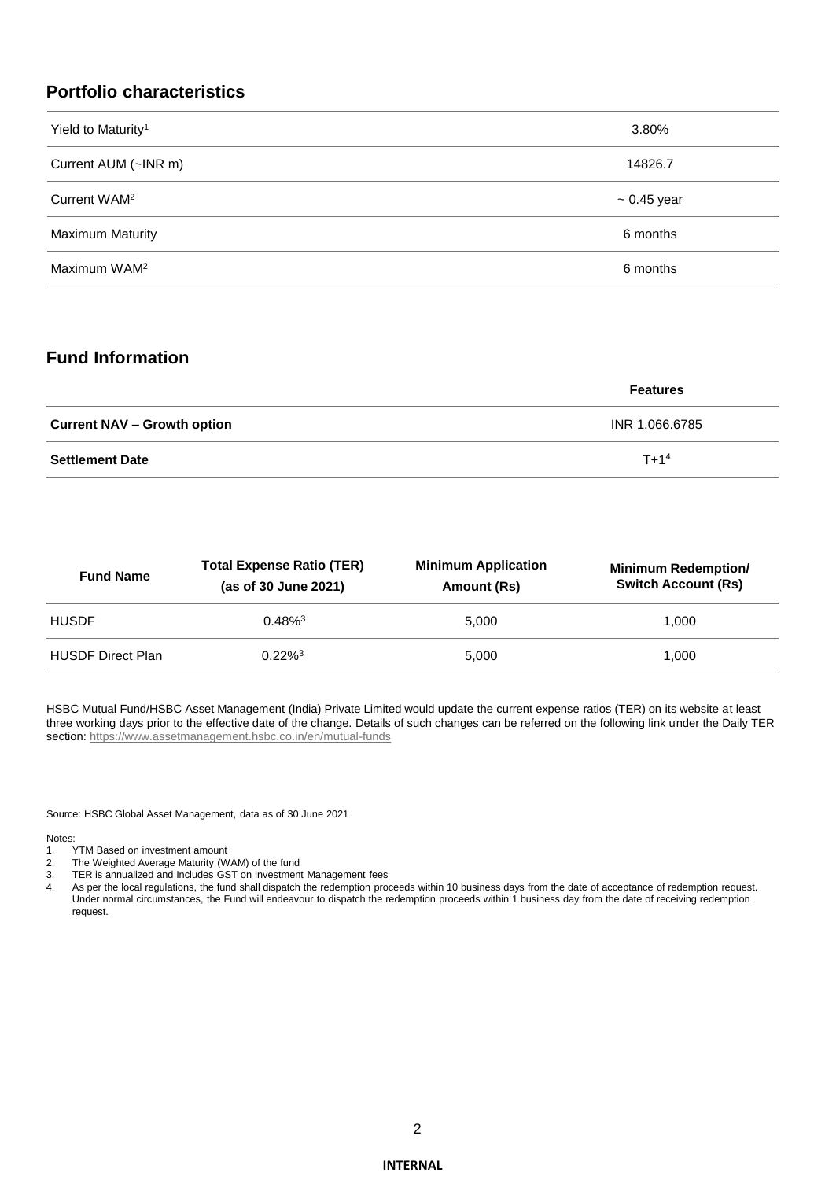## Portfolio characteristics

| | |
|---|---|
| Yield to Maturity[1] | 3.80% |
| Current AUM (~INR m) | 14826.7 |
| Current WAM[2] | ~ 0.45 year |
| Maximum Maturity | 6 months |
| Maximum WAM[2] | 6 months |

## Fund Information

| | Features |
|---|---|
| **Current NAV – Growth option** | INR 1,066.6785 |
| **Settlement Date** | T+1[4] |

| Fund Name | Total Expense Ratio (TER) (as of 30 June 2021) | Minimum Application Amount (Rs) | Minimum Redemption/ Switch Account (Rs) |
|---|---|---|---|
| HUSDF | 0.48%[3] | 5,000 | 1,000 |
| HUSDF Direct Plan | 0.22%[3] | 5,000 | 1,000 |

HSBC Mutual Fund/HSBC Asset Management (India) Private Limited would update the current expense ratios (TER) on its website at least three working days prior to the effective date of the change. Details of such changes can be referred on the following link under the Daily TER section: https://www.assetmanagement.hsbc.co.in/en/mutual-funds

Source: HSBC Global Asset Management, data as of 30 June 2021

Notes:

1. YTM Based on investment amount
2. The Weighted Average Maturity (WAM) of the fund
3. TER is annualized and Includes GST on Investment Management fees
4. As per the local regulations, the fund shall dispatch the redemption proceeds within 10 business days from the date of acceptance of redemption request. Under normal circumstances, the Fund will endeavour to dispatch the redemption proceeds within 1 business day from the date of receiving redemption request.

INTERNAL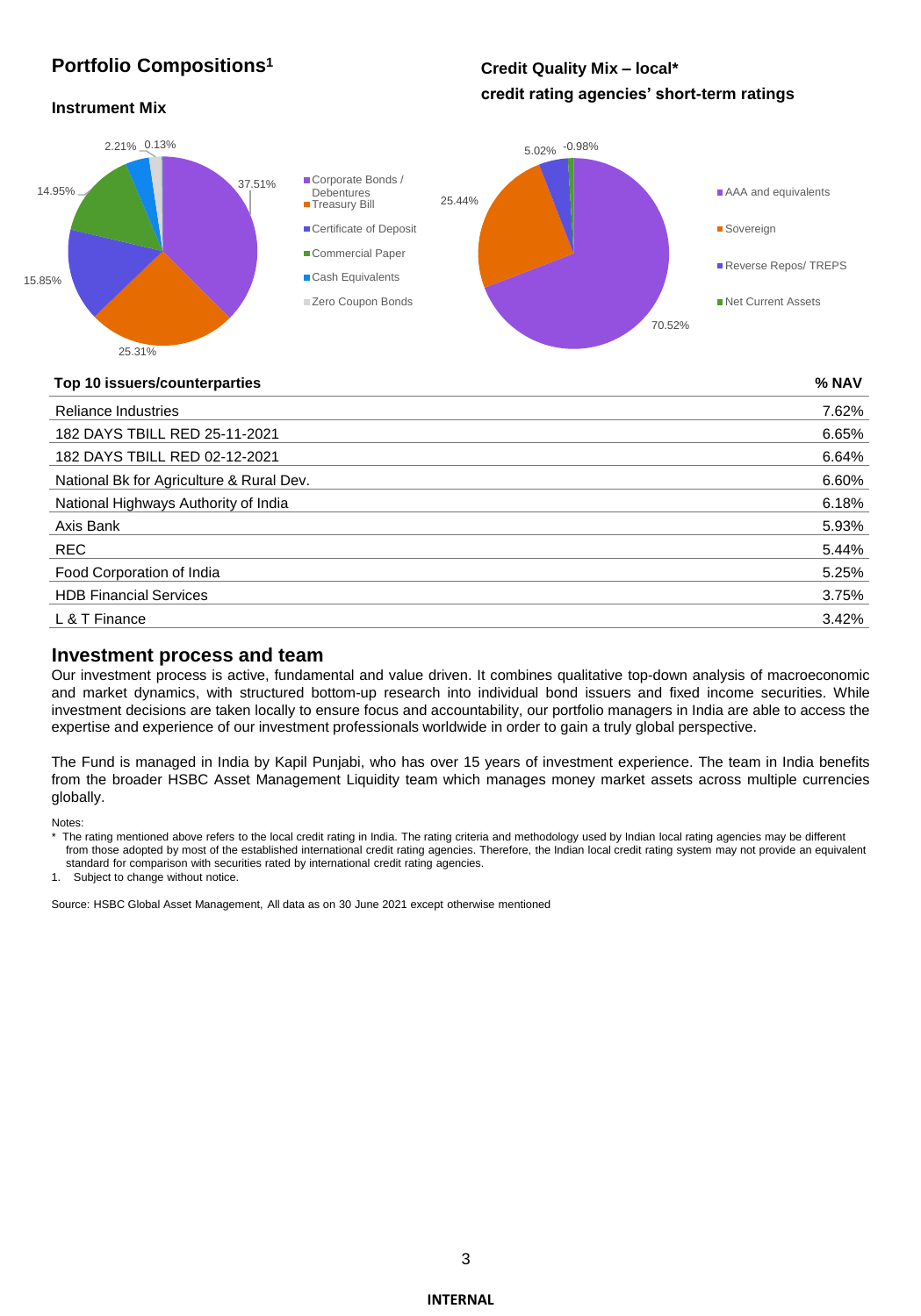## Portfolio Compositions[1]

### Instrument Mix

| Instrument | % |
|---|---|
| Corporate Bonds / Debentures | 37.51% |
| Treasury Bill | 25.31% |
| Certificate of Deposit | 15.85% |
| Commercial Paper | 14.95% |
| Cash Equivalents | 2.21% |
| Zero Coupon Bonds | 0.13% |

### Credit Quality Mix – local* credit rating agencies' short-term ratings

| Rating | % |
|---|---|
| AAA and equivalents | 70.52% |
| Sovereign | 25.44% |
| Reverse Repos/ TREPS | 5.02% |
| Net Current Assets | -0.98% |

| Top 10 issuers/counterparties | % NAV |
|---|---|
| Reliance Industries | 7.62% |
| 182 DAYS TBILL RED 25-11-2021 | 6.65% |
| 182 DAYS TBILL RED 02-12-2021 | 6.64% |
| National Bk for Agriculture & Rural Dev. | 6.60% |
| National Highways Authority of India | 6.18% |
| Axis Bank | 5.93% |
| REC | 5.44% |
| Food Corporation of India | 5.25% |
| HDB Financial Services | 3.75% |
| L & T Finance | 3.42% |

## Investment process and team

Our investment process is active, fundamental and value driven. It combines qualitative top-down analysis of macroeconomic and market dynamics, with structured bottom-up research into individual bond issuers and fixed income securities. While investment decisions are taken locally to ensure focus and accountability, our portfolio managers in India are able to access the expertise and experience of our investment professionals worldwide in order to gain a truly global perspective.

The Fund is managed in India by Kapil Punjabi, who has over 15 years of investment experience. The team in India benefits from the broader HSBC Asset Management Liquidity team which manages money market assets across multiple currencies globally.

Notes:

* The rating mentioned above refers to the local credit rating in India. The rating criteria and methodology used by Indian local rating agencies may be different from those adopted by most of the established international credit rating agencies. Therefore, the Indian local credit rating system may not provide an equivalent standard for comparison with securities rated by international credit rating agencies.

1. Subject to change without notice.

Source: HSBC Global Asset Management, All data as on 30 June 2021 except otherwise mentioned

INTERNAL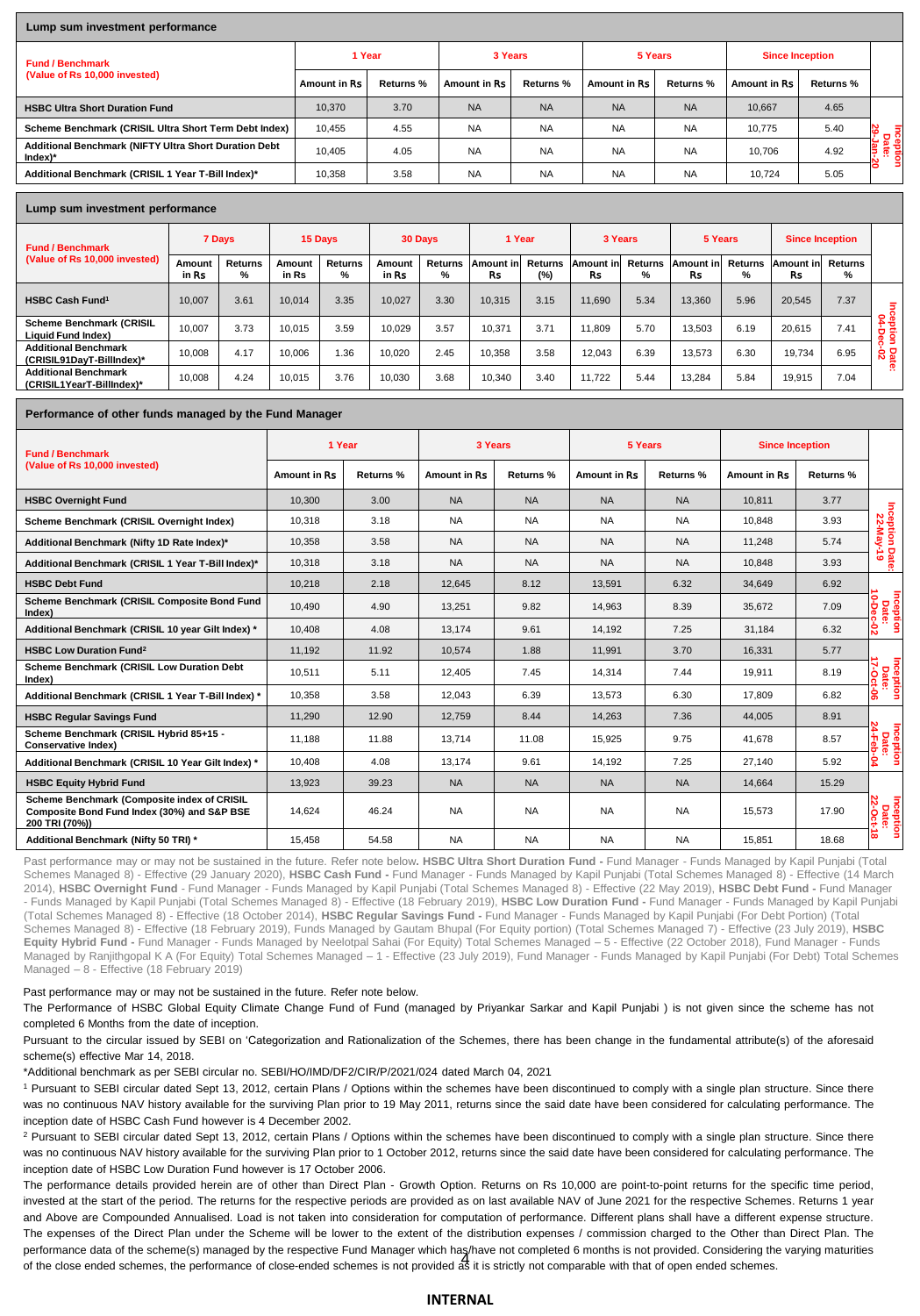**Lump sum investment performance**

| Fund / Benchmark (Value of Rs 10,000 invested) | 1 Year | | 3 Years | | 5 Years | | Since Inception | | |
|---|---|---|---|---|---|---|---|---|---|
| | Amount in Rs | Returns % | Amount in Rs | Returns % | Amount in Rs | Returns % | Amount in Rs | Returns % | |
| HSBC Ultra Short Duration Fund | 10,370 | 3.70 | NA | NA | NA | NA | 10,667 | 4.65 | Inception Date: 29-Jan-20 |
| Scheme Benchmark (CRISIL Ultra Short Term Debt Index) | 10,455 | 4.55 | NA | NA | NA | NA | 10,775 | 5.40 | |
| Additional Benchmark (NIFTY Ultra Short Duration Debt Index)* | 10,405 | 4.05 | NA | NA | NA | NA | 10,706 | 4.92 | |
| Additional Benchmark (CRISIL 1 Year T-Bill Index)* | 10,358 | 3.58 | NA | NA | NA | NA | 10,724 | 5.05 | |

**Lump sum investment performance**

| Fund / Benchmark (Value of Rs 10,000 invested) | 7 Days | | 15 Days | | 30 Days | | 1 Year | | 3 Years | | 5 Years | | Since Inception | | |
|---|---|---|---|---|---|---|---|---|---|---|---|---|---|---|---|
| | Amount in Rs | Returns % | Amount in Rs | Returns % | Amount in Rs | Returns % | Amount in Rs | Returns (%) | Amount in Rs | Returns % | Amount in Rs | Returns % | Amount in Rs | Returns % | |
| HSBC Cash Fund[1] | 10,007 | 3.61 | 10,014 | 3.35 | 10,027 | 3.30 | 10,315 | 3.15 | 11,690 | 5.34 | 13,360 | 5.96 | 20,545 | 7.37 | Inception Date: 04-Dec-02 |
| Scheme Benchmark (CRISIL Liquid Fund Index) | 10,007 | 3.73 | 10,015 | 3.59 | 10,029 | 3.57 | 10,371 | 3.71 | 11,809 | 5.70 | 13,503 | 6.19 | 20,615 | 7.41 | |
| Additional Benchmark (CRISIL91DayT-BillIndex)* | 10,008 | 4.17 | 10,006 | 1.36 | 10,020 | 2.45 | 10,358 | 3.58 | 12,043 | 6.39 | 13,573 | 6.30 | 19,734 | 6.95 | |
| Additional Benchmark (CRISIL1YearT-BillIndex)* | 10,008 | 4.24 | 10,015 | 3.76 | 10,030 | 3.68 | 10,340 | 3.40 | 11,722 | 5.44 | 13,284 | 5.84 | 19,915 | 7.04 | |

**Performance of other funds managed by the Fund Manager**

| Fund / Benchmark (Value of Rs 10,000 invested) | 1 Year | | 3 Years | | 5 Years | | Since Inception | | |
|---|---|---|---|---|---|---|---|---|---|
| | Amount in Rs | Returns % | Amount in Rs | Returns % | Amount in Rs | Returns % | Amount in Rs | Returns % | |
| HSBC Overnight Fund | 10,300 | 3.00 | NA | NA | NA | NA | 10,811 | 3.77 | Inception Date: 22-May-19 |
| Scheme Benchmark (CRISIL Overnight Index) | 10,318 | 3.18 | NA | NA | NA | NA | 10,848 | 3.93 | |
| Additional Benchmark (Nifty 1D Rate Index)* | 10,358 | 3.58 | NA | NA | NA | NA | 11,248 | 5.74 | |
| Additional Benchmark (CRISIL 1 Year T-Bill Index)* | 10,318 | 3.18 | NA | NA | NA | NA | 10,848 | 3.93 | |
| HSBC Debt Fund | 10,218 | 2.18 | 12,645 | 8.12 | 13,591 | 6.32 | 34,649 | 6.92 | Inception Date: 10-Dec-02 |
| Scheme Benchmark (CRISIL Composite Bond Fund Index) | 10,490 | 4.90 | 13,251 | 9.82 | 14,963 | 8.39 | 35,672 | 7.09 | |
| Additional Benchmark (CRISIL 10 year Gilt Index) * | 10,408 | 4.08 | 13,174 | 9.61 | 14,192 | 7.25 | 31,184 | 6.32 | |
| HSBC Low Duration Fund[2] | 11,192 | 11.92 | 10,574 | 1.88 | 11,991 | 3.70 | 16,331 | 5.77 | Inception Date: 17-Oct-06 |
| Scheme Benchmark (CRISIL Low Duration Debt Index) | 10,511 | 5.11 | 12,405 | 7.45 | 14,314 | 7.44 | 19,911 | 8.19 | |
| Additional Benchmark (CRISIL 1 Year T-Bill Index) * | 10,358 | 3.58 | 12,043 | 6.39 | 13,573 | 6.30 | 17,809 | 6.82 | |
| HSBC Regular Savings Fund | 11,290 | 12.90 | 12,759 | 8.44 | 14,263 | 7.36 | 44,005 | 8.91 | Inception Date: 24-Feb-04 |
| Scheme Benchmark (CRISIL Hybrid 85+15 - Conservative Index) | 11,188 | 11.88 | 13,714 | 11.08 | 15,925 | 9.75 | 41,678 | 8.57 | |
| Additional Benchmark (CRISIL 10 Year Gilt Index) * | 10,408 | 4.08 | 13,174 | 9.61 | 14,192 | 7.25 | 27,140 | 5.92 | |
| HSBC Equity Hybrid Fund | 13,923 | 39.23 | NA | NA | NA | NA | 14,664 | 15.29 | Inception Date: 22-Oct-18 |
| Scheme Benchmark (Composite index of CRISIL Composite Bond Fund Index (30%) and S&P BSE 200 TRI (70%)) | 14,624 | 46.24 | NA | NA | NA | NA | 15,573 | 17.90 | |
| Additional Benchmark (Nifty 50 TRI) * | 15,458 | 54.58 | NA | NA | NA | NA | 15,851 | 18.68 | |

Past performance may or may not be sustained in the future. Refer note below. **HSBC Ultra Short Duration Fund -** Fund Manager - Funds Managed by Kapil Punjabi (Total Schemes Managed 8) - Effective (29 January 2020), **HSBC Cash Fund -** Fund Manager - Funds Managed by Kapil Punjabi (Total Schemes Managed 8) - Effective (14 March 2014), **HSBC Overnight Fund** - Fund Manager - Funds Managed by Kapil Punjabi (Total Schemes Managed 8) - Effective (22 May 2019), **HSBC Debt Fund -** Fund Manager - Funds Managed by Kapil Punjabi (Total Schemes Managed 8) - Effective (18 February 2019), **HSBC Low Duration Fund -** Fund Manager - Funds Managed by Kapil Punjabi (Total Schemes Managed 8) - Effective (18 October 2014), **HSBC Regular Savings Fund -** Fund Manager - Funds Managed by Kapil Punjabi (For Debt Portion) (Total Schemes Managed 8) - Effective (18 February 2019), Funds Managed by Gautam Bhupal (For Equity portion) (Total Schemes Managed 7) - Effective (23 July 2019), **HSBC Equity Hybrid Fund -** Fund Manager - Funds Managed by Neelotpal Sahai (For Equity) Total Schemes Managed – 5 - Effective (22 October 2018), Fund Manager - Funds Managed by Ranjithgopal K A (For Equity) Total Schemes Managed – 1 - Effective (23 July 2019), Fund Manager - Funds Managed by Kapil Punjabi (For Debt) Total Schemes Managed – 8 - Effective (18 February 2019)

Past performance may or may not be sustained in the future. Refer note below.

The Performance of HSBC Global Equity Climate Change Fund of Fund (managed by Priyankar Sarkar and Kapil Punjabi ) is not given since the scheme has not completed 6 Months from the date of inception.

Pursuant to the circular issued by SEBI on 'Categorization and Rationalization of the Schemes, there has been change in the fundamental attribute(s) of the aforesaid scheme(s) effective Mar 14, 2018.

*Additional benchmark as per SEBI circular no. SEBI/HO/IMD/DF2/CIR/P/2021/024 dated March 04, 2021

[1] Pursuant to SEBI circular dated Sept 13, 2012, certain Plans / Options within the schemes have been discontinued to comply with a single plan structure. Since there was no continuous NAV history available for the surviving Plan prior to 19 May 2011, returns since the said date have been considered for calculating performance. The inception date of HSBC Cash Fund however is 4 December 2002.

[2] Pursuant to SEBI circular dated Sept 13, 2012, certain Plans / Options within the schemes have been discontinued to comply with a single plan structure. Since there was no continuous NAV history available for the surviving Plan prior to 1 October 2012, returns since the said date have been considered for calculating performance. The inception date of HSBC Low Duration Fund however is 17 October 2006.

The performance details provided herein are of other than Direct Plan - Growth Option. Returns on Rs 10,000 are point-to-point returns for the specific time period, invested at the start of the period. The returns for the respective periods are provided as on last available NAV of June 2021 for the respective Schemes. Returns 1 year and Above are Compounded Annualised. Load is not taken into consideration for computation of performance. Different plans shall have a different expense structure. The expenses of the Direct Plan under the Scheme will be lower to the extent of the distribution expenses / commission charged to the Other than Direct Plan. The performance data of the scheme(s) managed by the respective Fund Manager which has/have not completed 6 months is not provided. Considering the varying maturities of the close ended schemes, the performance of close-ended schemes is not provided as it is strictly not comparable with that of open ended schemes.

**INTERNAL**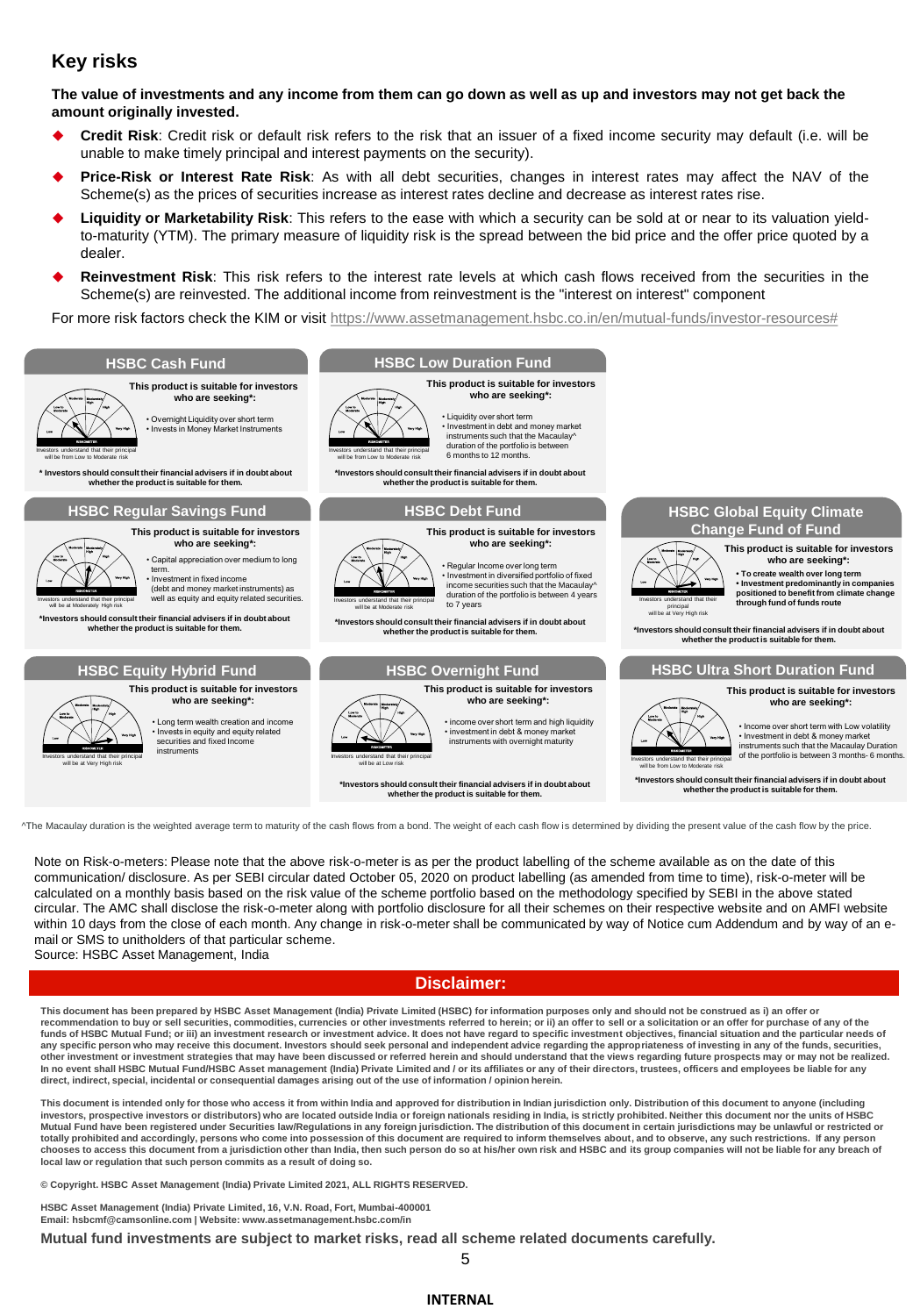## Key risks

**The value of investments and any income from them can go down as well as up and investors may not get back the amount originally invested.**

- **Credit Risk**: Credit risk or default risk refers to the risk that an issuer of a fixed income security may default (i.e. will be unable to make timely principal and interest payments on the security).
- **Price-Risk or Interest Rate Risk**: As with all debt securities, changes in interest rates may affect the NAV of the Scheme(s) as the prices of securities increase as interest rates decline and decrease as interest rates rise.
- **Liquidity or Marketability Risk**: This refers to the ease with which a security can be sold at or near to its valuation yield-to-maturity (YTM). The primary measure of liquidity risk is the spread between the bid price and the offer price quoted by a dealer.
- **Reinvestment Risk**: This risk refers to the interest rate levels at which cash flows received from the securities in the Scheme(s) are reinvested. The additional income from reinvestment is the "interest on interest" component

For more risk factors check the KIM or visit https://www.assetmanagement.hsbc.co.in/en/mutual-funds/investor-resources#

### HSBC Cash Fund

**This product is suitable for investors who are seeking\*:**

- Overnight Liquidity over short term
- Invests in Money Market Instruments

Investors understand that their principal will be from Low to Moderate risk

**\* Investors should consult their financial advisers if in doubt about whether the product is suitable for them.**

### HSBC Low Duration Fund

**This product is suitable for investors who are seeking\*:**

- Liquidity over short term
- Investment in debt and money market instruments such that the Macaulay^ duration of the portfolio is between 6 months to 12 months.

Investors understand that their principal will be from Low to Moderate risk

**\*Investors should consult their financial advisers if in doubt about whether the product is suitable for them.**

### HSBC Regular Savings Fund

**This product is suitable for investors who are seeking\*:**

- Capital appreciation over medium to long term.
- Investment in fixed income (debt and money market instruments) as well as equity and equity related securities.

Investors understand that their principal will be at Moderately High risk

**\*Investors should consult their financial advisers if in doubt about whether the product is suitable for them.**

### HSBC Debt Fund

**This product is suitable for investors who are seeking\*:**

- Regular Income over long term
- Investment in diversified portfolio of fixed income securities such that the Macaulay^ duration of the portfolio is between 4 years to 7 years

Investors understand that their principal will be at Moderate risk

**\*Investors should consult their financial advisers if in doubt about whether the product is suitable for them.**

### HSBC Global Equity Climate Change Fund of Fund

**This product is suitable for investors who are seeking\*:**

- **To create wealth over long term**
- **Investment predominantly in companies positioned to benefit from climate change through fund of funds route**

Investors understand that their principal will be at Very High risk

**\*Investors should consult their financial advisers if in doubt about whether the product is suitable for them.**

### HSBC Equity Hybrid Fund

**This product is suitable for investors who are seeking\*:**

- Long term wealth creation and income
- Invests in equity and equity related securities and fixed Income instruments

Investors understand that their principal will be at Very High risk

### HSBC Overnight Fund

**This product is suitable for investors who are seeking\*:**

- income over short term and high liquidity
- investment in debt & money market instruments with overnight maturity

Investors understand that their principal will be at Low risk

**\*Investors should consult their financial advisers if in doubt about whether the product is suitable for them.**

### HSBC Ultra Short Duration Fund

**This product is suitable for investors who are seeking\*:**

- Income over short term with Low volatility
- Investment in debt & money market instruments such that the Macaulay Duration of the portfolio is between 3 months- 6 months.

Investors understand that their principal will be from Low to Moderate risk

**\*Investors should consult their financial advisers if in doubt about whether the product is suitable for them.**

^The Macaulay duration is the weighted average term to maturity of the cash flows from a bond. The weight of each cash flow is determined by dividing the present value of the cash flow by the price.

Note on Risk-o-meters: Please note that the above risk-o-meter is as per the product labelling of the scheme available as on the date of this communication/ disclosure. As per SEBI circular dated October 05, 2020 on product labelling (as amended from time to time), risk-o-meter will be calculated on a monthly basis based on the risk value of the scheme portfolio based on the methodology specified by SEBI in the above stated circular. The AMC shall disclose the risk-o-meter along with portfolio disclosure for all their schemes on their respective website and on AMFI website within 10 days from the close of each month. Any change in risk-o-meter shall be communicated by way of Notice cum Addendum and by way of an e-mail or SMS to unitholders of that particular scheme.
Source: HSBC Asset Management, India

## Disclaimer:

**This document has been prepared by HSBC Asset Management (India) Private Limited (HSBC) for information purposes only and should not be construed as i) an offer or recommendation to buy or sell securities, commodities, currencies or other investments referred to herein; or ii) an offer to sell or a solicitation or an offer for purchase of any of the funds of HSBC Mutual Fund; or iii) an investment research or investment advice. It does not have regard to specific investment objectives, financial situation and the particular needs of any specific person who may receive this document. Investors should seek personal and independent advice regarding the appropriateness of investing in any of the funds, securities, other investment or investment strategies that may have been discussed or referred herein and should understand that the views regarding future prospects may or may not be realized. In no event shall HSBC Mutual Fund/HSBC Asset management (India) Private Limited and / or its affiliates or any of their directors, trustees, officers and employees be liable for any direct, indirect, special, incidental or consequential damages arising out of the use of information / opinion herein.**

**This document is intended only for those who access it from within India and approved for distribution in Indian jurisdiction only. Distribution of this document to anyone (including investors, prospective investors or distributors) who are located outside India or foreign nationals residing in India, is strictly prohibited. Neither this document nor the units of HSBC Mutual Fund have been registered under Securities law/Regulations in any foreign jurisdiction. The distribution of this document in certain jurisdictions may be unlawful or restricted or totally prohibited and accordingly, persons who come into possession of this document are required to inform themselves about, and to observe, any such restrictions. If any person chooses to access this document from a jurisdiction other than India, then such person do so at his/her own risk and HSBC and its group companies will not be liable for any breach of local law or regulation that such person commits as a result of doing so.**

**© Copyright. HSBC Asset Management (India) Private Limited 2021, ALL RIGHTS RESERVED.**

**HSBC Asset Management (India) Private Limited, 16, V.N. Road, Fort, Mumbai-400001**
**Email: hsbcmf@camsonline.com | Website: www.assetmanagement.hsbc.com/in**

**Mutual fund investments are subject to market risks, read all scheme related documents carefully.**

**INTERNAL**